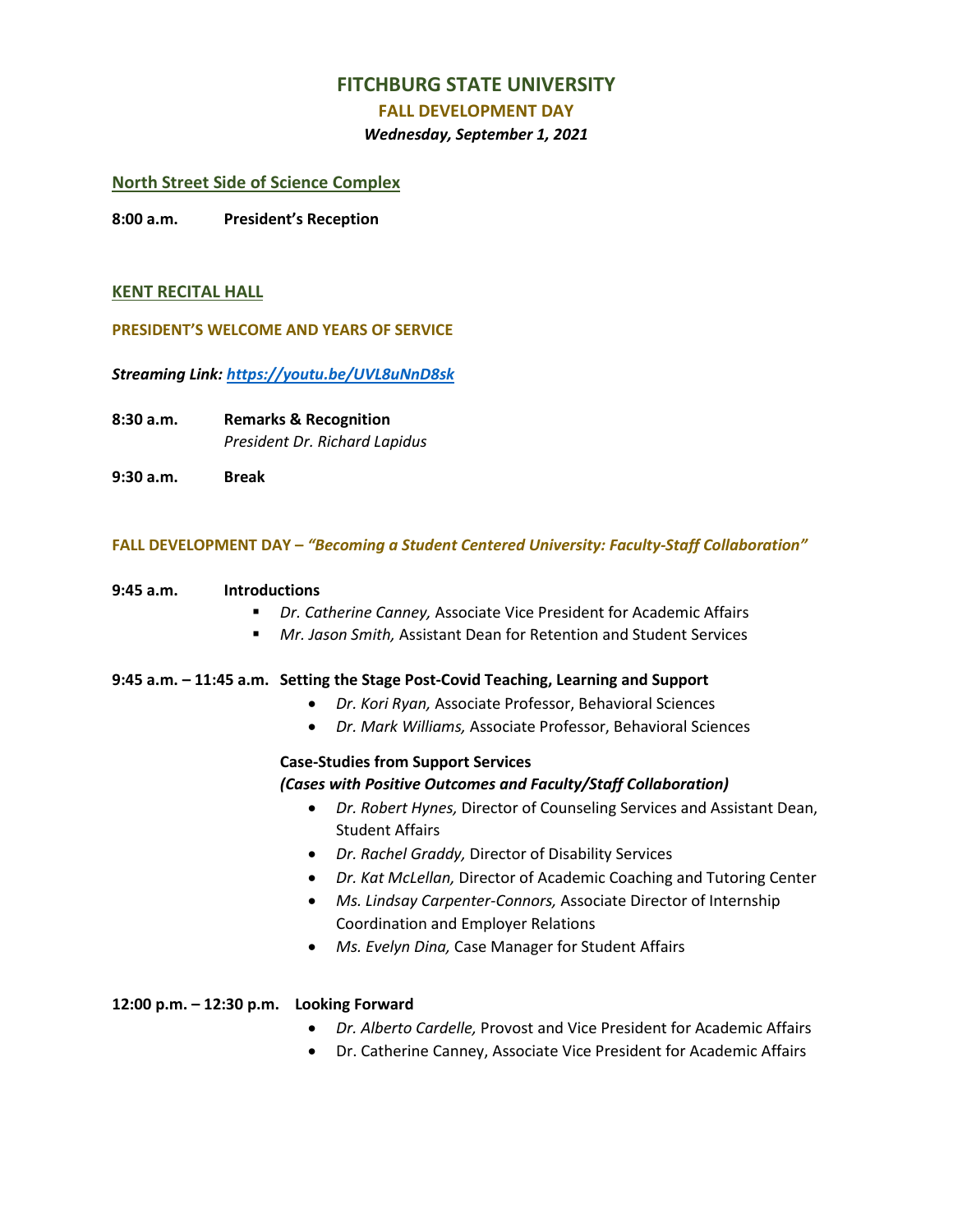# FITCHBURG STATE UNIVERSITY

## FALL DEVELOPMENT DAY

***Wednesday, September 1, 2021***

## North Street Side of Science Complex

**8:00 a.m.** **President's Reception**

## KENT RECITAL HALL

### PRESIDENT'S WELCOME AND YEARS OF SERVICE

***Streaming Link: [https://youtu.be/UVL8uNnD8sk](https://youtu.be/UVL8uNnD8sk)***

**8:30 a.m.** **Remarks & Recognition**
*President Dr. Richard Lapidus*

**9:30 a.m.** **Break**

### FALL DEVELOPMENT DAY – *"Becoming a Student Centered University: Faculty-Staff Collaboration"*

**9:45 a.m.** **Introductions**

- *Dr. Catherine Canney,* Associate Vice President for Academic Affairs
- *Mr. Jason Smith,* Assistant Dean for Retention and Student Services

**9:45 a.m. – 11:45 a.m.** **Setting the Stage Post-Covid Teaching, Learning and Support**

- *Dr. Kori Ryan,* Associate Professor, Behavioral Sciences
- *Dr. Mark Williams,* Associate Professor, Behavioral Sciences

**Case-Studies from Support Services**
***(Cases with Positive Outcomes and Faculty/Staff Collaboration)***

- *Dr. Robert Hynes,* Director of Counseling Services and Assistant Dean, Student Affairs
- *Dr. Rachel Graddy,* Director of Disability Services
- *Dr. Kat McLellan,* Director of Academic Coaching and Tutoring Center
- *Ms. Lindsay Carpenter-Connors,* Associate Director of Internship Coordination and Employer Relations
- *Ms. Evelyn Dina,* Case Manager for Student Affairs

**12:00 p.m. – 12:30 p.m.** **Looking Forward**

- *Dr. Alberto Cardelle,* Provost and Vice President for Academic Affairs
- Dr. Catherine Canney, Associate Vice President for Academic Affairs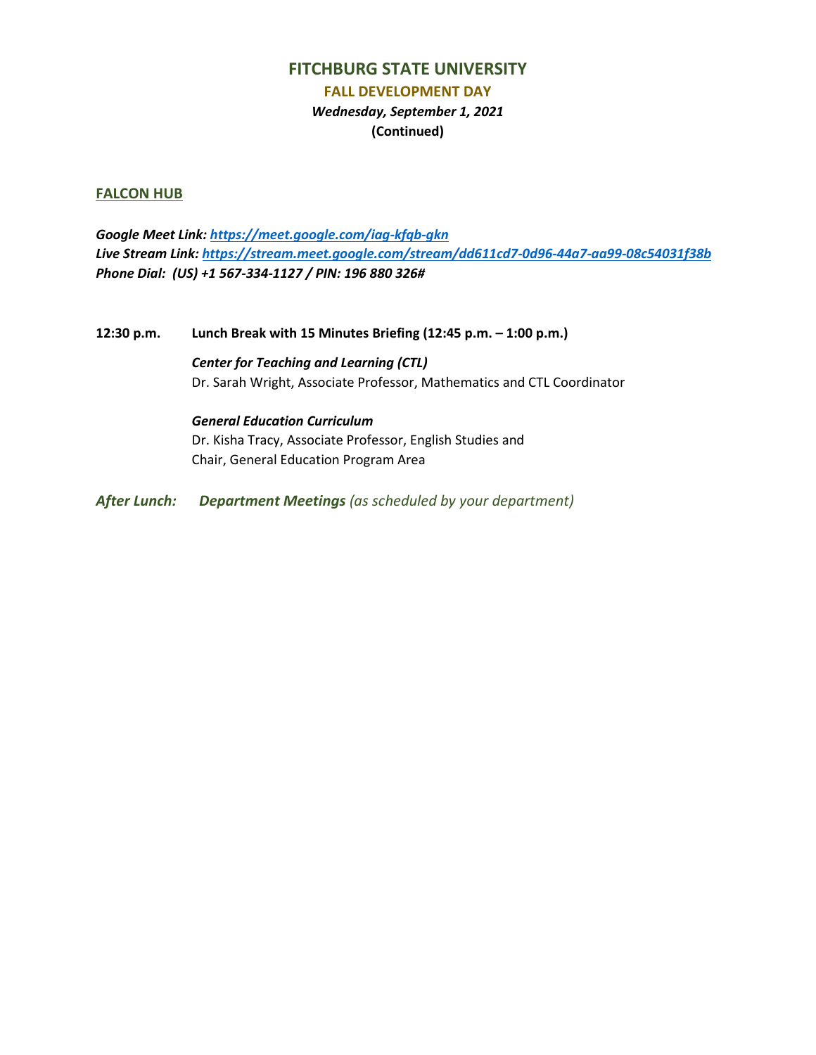# FITCHBURG STATE UNIVERSITY

## FALL DEVELOPMENT DAY

***Wednesday, September 1, 2021***

**(Continued)**

### FALCON HUB

***Google Meet Link: https://meet.google.com/iag-kfqb-gkn***
***Live Stream Link: https://stream.meet.google.com/stream/dd611cd7-0d96-44a7-aa99-08c54031f38b***
***Phone Dial: (US) +1 567-334-1127 / PIN: 196 880 326#***

**12:30 p.m.** **Lunch Break with 15 Minutes Briefing (12:45 p.m. – 1:00 p.m.)**

***Center for Teaching and Learning (CTL)***
Dr. Sarah Wright, Associate Professor, Mathematics and CTL Coordinator

***General Education Curriculum***
Dr. Kisha Tracy, Associate Professor, English Studies and
Chair, General Education Program Area

***After Lunch:*** ***Department Meetings*** *(as scheduled by your department)*